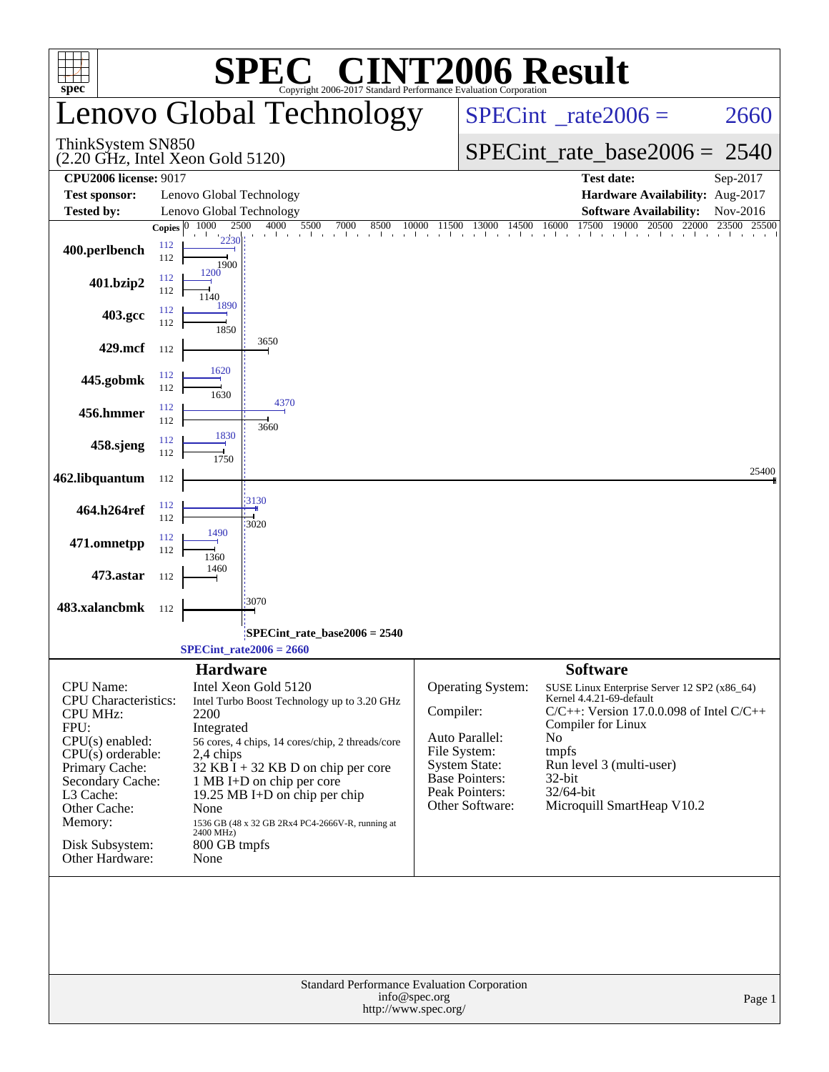# SPEC CINT2006 Result

Copyright 2006-2017 Standard Performance Evaluation Corporation

# Lenovo Global Technology

ThinkSystem SN850
(2.20 GHz, Intel Xeon Gold 5120)

SPECint_rate2006 = 2660

SPECint_rate_base2006 = 2540

| | | | |
|---|---|---|---|
| **CPU2006 license:** 9017 | | **Test date:** | Sep-2017 |
| **Test sponsor:** | Lenovo Global Technology | **Hardware Availability:** | Aug-2017 |
| **Tested by:** | Lenovo Global Technology | **Software Availability:** | Nov-2016 |

| Benchmark | Copies (peak) | Peak | Copies (base) | Base |
|---|---|---|---|---|
| 400.perlbench | 112 | 2230 | 112 | 1900 |
| 401.bzip2 | 112 | 1200 | 112 | 1140 |
| 403.gcc | 112 | 1890 | 112 | 1850 |
| 429.mcf | | | 112 | 3650 |
| 445.gobmk | 112 | 1620 | 112 | 1630 |
| 456.hmmer | 112 | 4370 | 112 | 3660 |
| 458.sjeng | 112 | 1830 | 112 | 1750 |
| 462.libquantum | | | 112 | 25400 |
| 464.h264ref | 112 | 3130 | 112 | 3020 |
| 471.omnetpp | 112 | 1490 | 112 | 1360 |
| 473.astar | | | 112 | 1460 |
| 483.xalancbmk | | | 112 | 3070 |

SPECint_rate_base2006 = 2540

SPECint_rate2006 = 2660

## Hardware

| | |
|---|---|
| CPU Name: | Intel Xeon Gold 5120 |
| CPU Characteristics: | Intel Turbo Boost Technology up to 3.20 GHz |
| CPU MHz: | 2200 |
| FPU: | Integrated |
| CPU(s) enabled: | 56 cores, 4 chips, 14 cores/chip, 2 threads/core |
| CPU(s) orderable: | 2,4 chips |
| Primary Cache: | 32 KB I + 32 KB D on chip per core |
| Secondary Cache: | 1 MB I+D on chip per core |
| L3 Cache: | 19.25 MB I+D on chip per chip |
| Other Cache: | None |
| Memory: | 1536 GB (48 x 32 GB 2Rx4 PC4-2666V-R, running at 2400 MHz) |
| Disk Subsystem: | 800 GB tmpfs |
| Other Hardware: | None |

## Software

| | |
|---|---|
| Operating System: | SUSE Linux Enterprise Server 12 SP2 (x86_64) Kernel 4.4.21-69-default |
| Compiler: | C/C++: Version 17.0.0.098 of Intel C/C++ Compiler for Linux |
| Auto Parallel: | No |
| File System: | tmpfs |
| System State: | Run level 3 (multi-user) |
| Base Pointers: | 32-bit |
| Peak Pointers: | 32/64-bit |
| Other Software: | Microquill SmartHeap V10.2 |

Standard Performance Evaluation Corporation
info@spec.org
http://www.spec.org/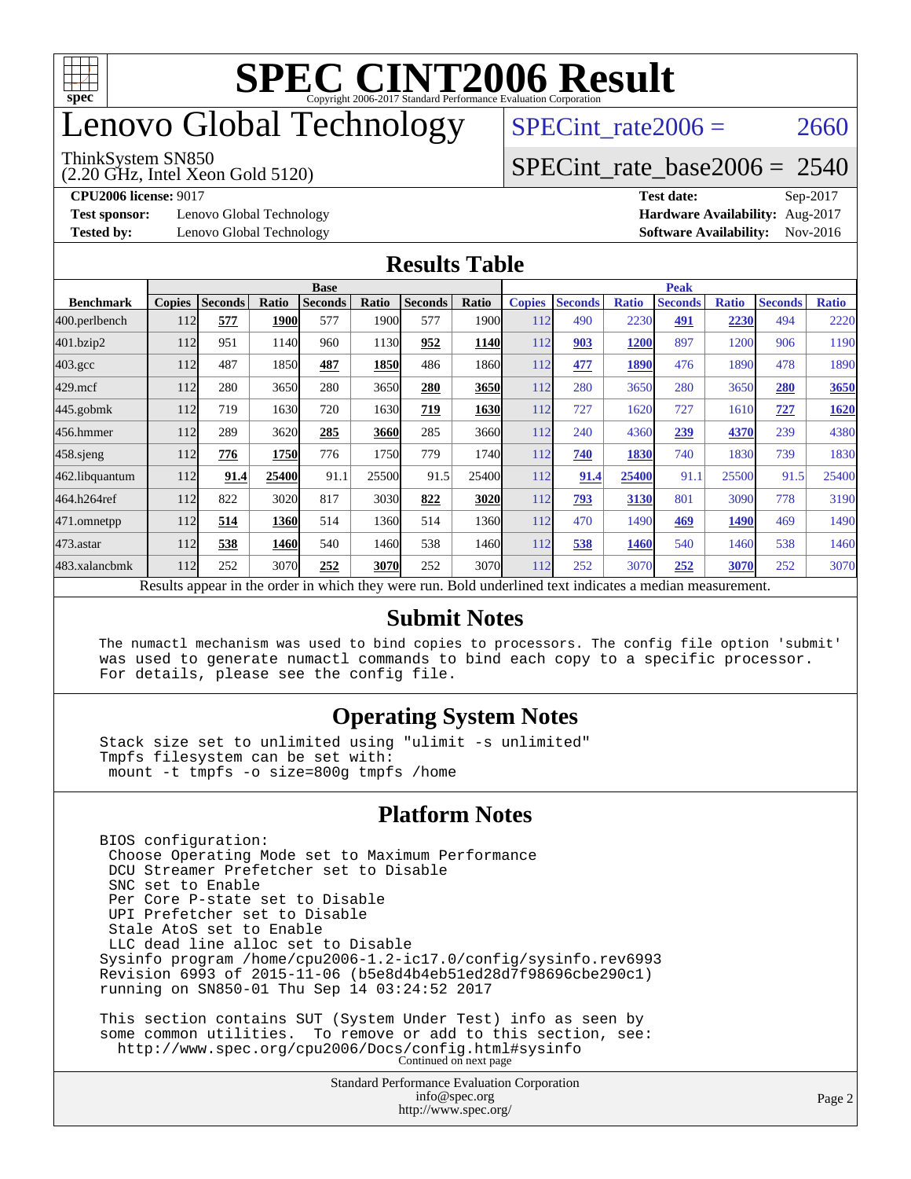# SPEC CINT2006 Result

Copyright 2006-2017 Standard Performance Evaluation Corporation

# Lenovo Global Technology

ThinkSystem SN850
(2.20 GHz, Intel Xeon Gold 5120)

SPECint_rate2006 = 2660

SPECint_rate_base2006 = 2540

**CPU2006 license:** 9017
**Test sponsor:** Lenovo Global Technology
**Tested by:** Lenovo Global Technology

**Test date:** Sep-2017
**Hardware Availability:** Aug-2017
**Software Availability:** Nov-2016

## Results Table

| Benchmark | Base | | | | | | | Peak | | | | | | |
|---|---|---|---|---|---|---|---|---|---|---|---|---|---|---|
| | Copies | Seconds | Ratio | Seconds | Ratio | Seconds | Ratio | Copies | Seconds | Ratio | Seconds | Ratio | Seconds | Ratio |
| 400.perlbench | 112 | **577** | **1900** | 577 | 1900 | 577 | 1900 | 112 | 490 | 2230 | **491** | **2230** | 494 | 2220 |
| 401.bzip2 | 112 | 951 | 1140 | 960 | 1130 | **952** | **1140** | 112 | **903** | **1200** | 897 | 1200 | 906 | 1190 |
| 403.gcc | 112 | 487 | 1850 | **487** | **1850** | 486 | 1860 | 112 | **477** | **1890** | 476 | 1890 | 478 | 1890 |
| 429.mcf | 112 | 280 | 3650 | 280 | 3650 | **280** | **3650** | 112 | 280 | 3650 | 280 | 3650 | **280** | **3650** |
| 445.gobmk | 112 | 719 | 1630 | 720 | 1630 | **719** | **1630** | 112 | 727 | 1620 | 727 | 1610 | **727** | **1620** |
| 456.hmmer | 112 | 289 | 3620 | **285** | **3660** | 285 | 3660 | 112 | 240 | 4360 | **239** | **4370** | 239 | 4380 |
| 458.sjeng | 112 | **776** | **1750** | 776 | 1750 | 779 | 1740 | 112 | **740** | **1830** | 740 | 1830 | 739 | 1830 |
| 462.libquantum | 112 | **91.4** | **25400** | 91.1 | 25500 | 91.5 | 25400 | 112 | **91.4** | **25400** | 91.1 | 25500 | 91.5 | 25400 |
| 464.h264ref | 112 | 822 | 3020 | 817 | 3030 | **822** | **3020** | 112 | **793** | **3130** | 801 | 3090 | 778 | 3190 |
| 471.omnetpp | 112 | **514** | **1360** | 514 | 1360 | 514 | 1360 | 112 | 470 | 1490 | **469** | **1490** | 469 | 1490 |
| 473.astar | 112 | **538** | **1460** | 540 | 1460 | 538 | 1460 | 112 | **538** | **1460** | 540 | 1460 | 538 | 1460 |
| 483.xalancbmk | 112 | 252 | 3070 | **252** | **3070** | 252 | 3070 | 112 | 252 | 3070 | **252** | **3070** | 252 | 3070 |

Results appear in the order in which they were run. Bold underlined text indicates a median measurement.

## Submit Notes

```
The numactl mechanism was used to bind copies to processors. The config file option 'submit'
was used to generate numactl commands to bind each copy to a specific processor.
For details, please see the config file.
```

## Operating System Notes

```
Stack size set to unlimited using "ulimit -s unlimited"
Tmpfs filesystem can be set with:
 mount -t tmpfs -o size=800g tmpfs /home
```

## Platform Notes

```
BIOS configuration:
 Choose Operating Mode set to Maximum Performance
 DCU Streamer Prefetcher set to Disable
 SNC set to Enable
 Per Core P-state set to Disable
 UPI Prefetcher set to Disable
 Stale AtoS set to Enable
 LLC dead line alloc set to Disable
Sysinfo program /home/cpu2006-1.2-ic17.0/config/sysinfo.rev6993
Revision 6993 of 2015-11-06 (b5e8d4b4eb51ed28d7f98696cbe290c1)
running on SN850-01 Thu Sep 14 03:24:52 2017

This section contains SUT (System Under Test) info as seen by
some common utilities.  To remove or add to this section, see:
  http://www.spec.org/cpu2006/Docs/config.html#sysinfo
```

Continued on next page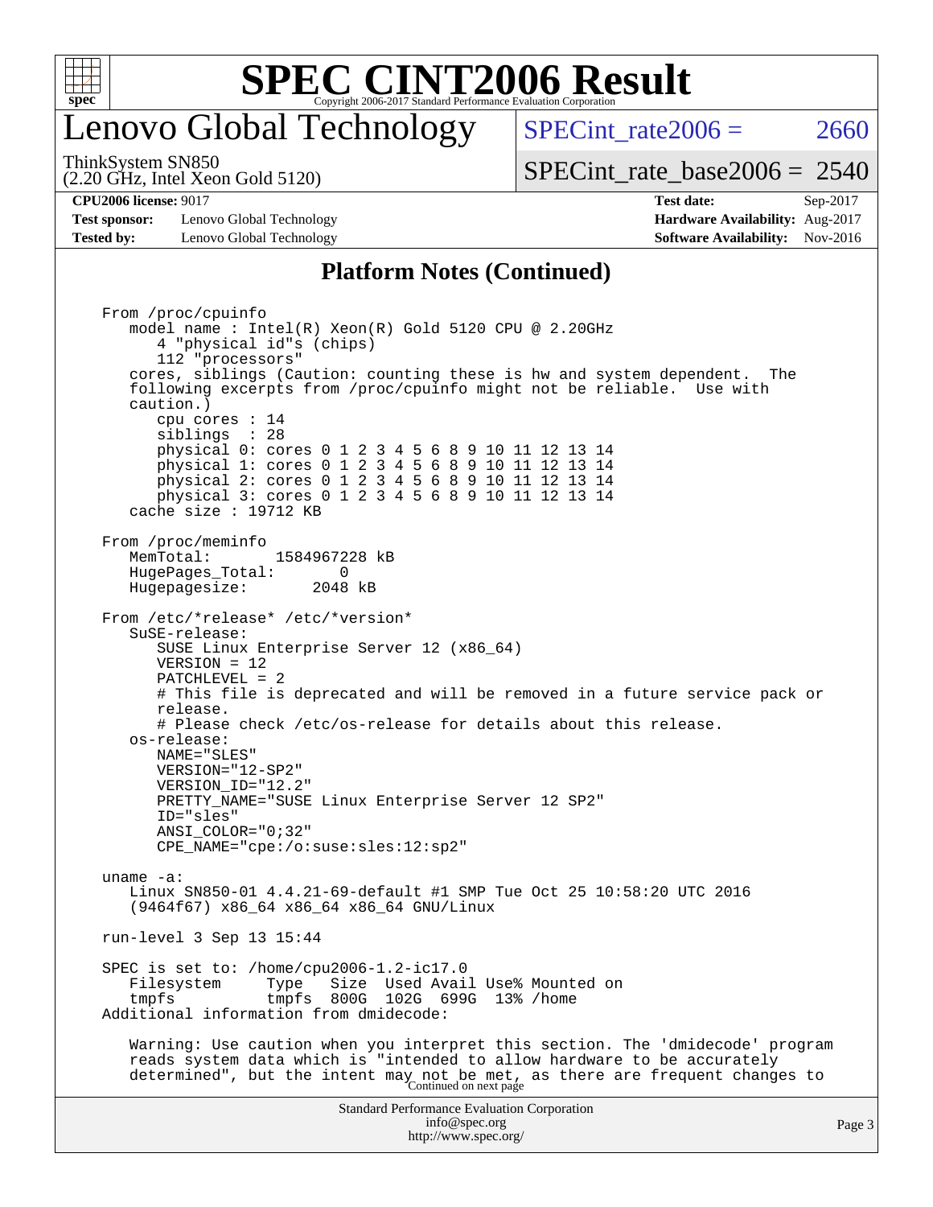# SPEC CINT2006 Result

## Lenovo Global Technology

ThinkSystem SN850
(2.20 GHz, Intel Xeon Gold 5120)

SPECint_rate2006 = 2660

SPECint_rate_base2006 = 2540

**CPU2006 license:** 9017
**Test sponsor:** Lenovo Global Technology
**Tested by:** Lenovo Global Technology

**Test date:** Sep-2017
**Hardware Availability:** Aug-2017
**Software Availability:** Nov-2016

### Platform Notes (Continued)

```
From /proc/cpuinfo
   model name : Intel(R) Xeon(R) Gold 5120 CPU @ 2.20GHz
      4 "physical id"s (chips)
      112 "processors"
   cores, siblings (Caution: counting these is hw and system dependent.  The
   following excerpts from /proc/cpuinfo might not be reliable.  Use with
   caution.)
      cpu cores : 14
      siblings  : 28
      physical 0: cores 0 1 2 3 4 5 6 8 9 10 11 12 13 14
      physical 1: cores 0 1 2 3 4 5 6 8 9 10 11 12 13 14
      physical 2: cores 0 1 2 3 4 5 6 8 9 10 11 12 13 14
      physical 3: cores 0 1 2 3 4 5 6 8 9 10 11 12 13 14
   cache size : 19712 KB

From /proc/meminfo
   MemTotal:       1584967228 kB
   HugePages_Total:       0
   Hugepagesize:       2048 kB

From /etc/*release* /etc/*version*
   SuSE-release:
      SUSE Linux Enterprise Server 12 (x86_64)
      VERSION = 12
      PATCHLEVEL = 2
      # This file is deprecated and will be removed in a future service pack or
      release.
      # Please check /etc/os-release for details about this release.
   os-release:
      NAME="SLES"
      VERSION="12-SP2"
      VERSION_ID="12.2"
      PRETTY_NAME="SUSE Linux Enterprise Server 12 SP2"
      ID="sles"
      ANSI_COLOR="0;32"
      CPE_NAME="cpe:/o:suse:sles:12:sp2"

uname -a:
   Linux SN850-01 4.4.21-69-default #1 SMP Tue Oct 25 10:58:20 UTC 2016
   (9464f67) x86_64 x86_64 x86_64 GNU/Linux

run-level 3 Sep 13 15:44

SPEC is set to: /home/cpu2006-1.2-ic17.0
   Filesystem     Type   Size  Used Avail Use% Mounted on
   tmpfs          tmpfs  800G  102G  699G  13% /home
Additional information from dmidecode:

   Warning: Use caution when you interpret this section. The 'dmidecode' program
   reads system data which is "intended to allow hardware to be accurately
   determined", but the intent may not be met, as there are frequent changes to
```

Continued on next page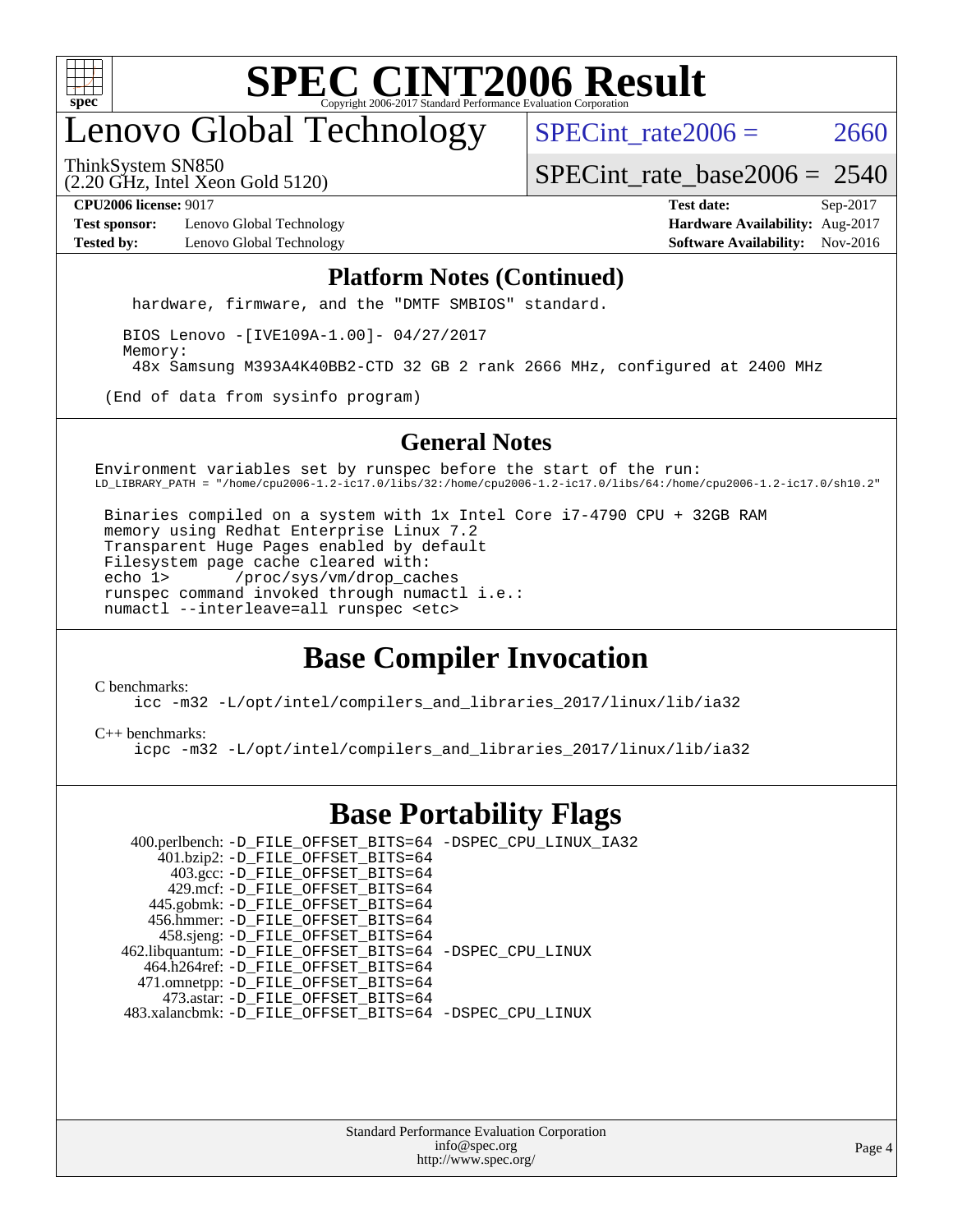# SPEC CINT2006 Result

Copyright 2006-2017 Standard Performance Evaluation Corporation

## Lenovo Global Technology

ThinkSystem SN850
(2.20 GHz, Intel Xeon Gold 5120)

SPECint_rate2006 = 2660

SPECint_rate_base2006 = 2540

**CPU2006 license:** 9017
**Test sponsor:** Lenovo Global Technology
**Tested by:** Lenovo Global Technology

**Test date:** Sep-2017
**Hardware Availability:** Aug-2017
**Software Availability:** Nov-2016

## Platform Notes (Continued)

```
   hardware, firmware, and the "DMTF SMBIOS" standard.

  BIOS Lenovo -[IVE109A-1.00]- 04/27/2017
  Memory:
   48x Samsung M393A4K40BB2-CTD 32 GB 2 rank 2666 MHz, configured at 2400 MHz

 (End of data from sysinfo program)
```

## General Notes

```
Environment variables set by runspec before the start of the run:
LD_LIBRARY_PATH = "/home/cpu2006-1.2-ic17.0/libs/32:/home/cpu2006-1.2-ic17.0/libs/64:/home/cpu2006-1.2-ic17.0/sh10.2"

 Binaries compiled on a system with 1x Intel Core i7-4790 CPU + 32GB RAM
 memory using Redhat Enterprise Linux 7.2
 Transparent Huge Pages enabled by default
 Filesystem page cache cleared with:
 echo 1>       /proc/sys/vm/drop_caches
 runspec command invoked through numactl i.e.:
 numactl --interleave=all runspec <etc>
```

## Base Compiler Invocation

C benchmarks:
```
icc -m32 -L/opt/intel/compilers_and_libraries_2017/linux/lib/ia32
```

C++ benchmarks:
```
icpc -m32 -L/opt/intel/compilers_and_libraries_2017/linux/lib/ia32
```

## Base Portability Flags

| Benchmark | Flags |
|---|---|
| 400.perlbench: | -D_FILE_OFFSET_BITS=64 -DSPEC_CPU_LINUX_IA32 |
| 401.bzip2: | -D_FILE_OFFSET_BITS=64 |
| 403.gcc: | -D_FILE_OFFSET_BITS=64 |
| 429.mcf: | -D_FILE_OFFSET_BITS=64 |
| 445.gobmk: | -D_FILE_OFFSET_BITS=64 |
| 456.hmmer: | -D_FILE_OFFSET_BITS=64 |
| 458.sjeng: | -D_FILE_OFFSET_BITS=64 |
| 462.libquantum: | -D_FILE_OFFSET_BITS=64 -DSPEC_CPU_LINUX |
| 464.h264ref: | -D_FILE_OFFSET_BITS=64 |
| 471.omnetpp: | -D_FILE_OFFSET_BITS=64 |
| 473.astar: | -D_FILE_OFFSET_BITS=64 |
| 483.xalancbmk: | -D_FILE_OFFSET_BITS=64 -DSPEC_CPU_LINUX |

Standard Performance Evaluation Corporation
info@spec.org
http://www.spec.org/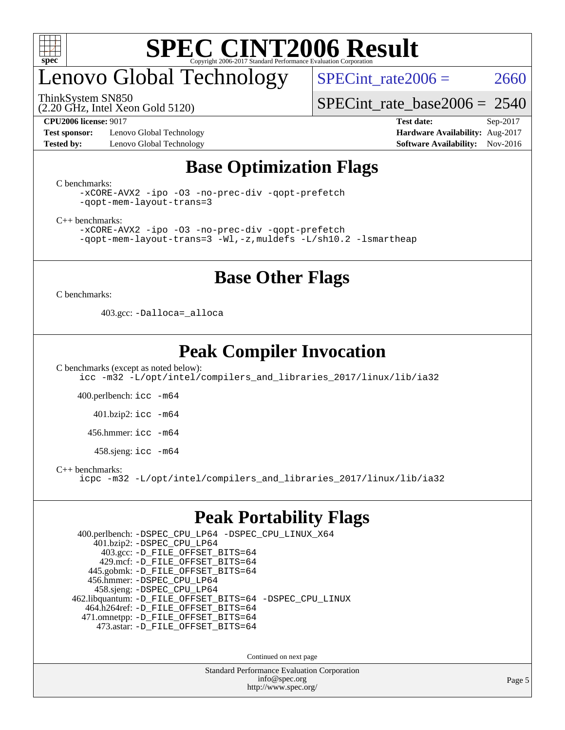# SPEC CINT2006 Result

Copyright 2006-2017 Standard Performance Evaluation Corporation

# Lenovo Global Technology

ThinkSystem SN850
(2.20 GHz, Intel Xeon Gold 5120)

SPECint_rate2006 = 2660

SPECint_rate_base2006 = 2540

**CPU2006 license:** 9017
**Test sponsor:** Lenovo Global Technology
**Tested by:** Lenovo Global Technology

**Test date:** Sep-2017
**Hardware Availability:** Aug-2017
**Software Availability:** Nov-2016

## Base Optimization Flags

C benchmarks:

```
-xCORE-AVX2 -ipo -O3 -no-prec-div -qopt-prefetch
-qopt-mem-layout-trans=3
```

C++ benchmarks:

```
-xCORE-AVX2 -ipo -O3 -no-prec-div -qopt-prefetch
-qopt-mem-layout-trans=3 -Wl,-z,muldefs -L/sh10.2 -lsmartheap
```

## Base Other Flags

C benchmarks:

403.gcc: `-Dalloca=_alloca`

## Peak Compiler Invocation

C benchmarks (except as noted below):

```
icc -m32 -L/opt/intel/compilers_and_libraries_2017/linux/lib/ia32
```

400.perlbench: `icc -m64`

401.bzip2: `icc -m64`

456.hmmer: `icc -m64`

458.sjeng: `icc -m64`

C++ benchmarks:

```
icpc -m32 -L/opt/intel/compilers_and_libraries_2017/linux/lib/ia32
```

## Peak Portability Flags

400.perlbench: `-DSPEC_CPU_LP64 -DSPEC_CPU_LINUX_X64`
401.bzip2: `-DSPEC_CPU_LP64`
403.gcc: `-D_FILE_OFFSET_BITS=64`
429.mcf: `-D_FILE_OFFSET_BITS=64`
445.gobmk: `-D_FILE_OFFSET_BITS=64`
456.hmmer: `-DSPEC_CPU_LP64`
458.sjeng: `-DSPEC_CPU_LP64`
462.libquantum: `-D_FILE_OFFSET_BITS=64 -DSPEC_CPU_LINUX`
464.h264ref: `-D_FILE_OFFSET_BITS=64`
471.omnetpp: `-D_FILE_OFFSET_BITS=64`
473.astar: `-D_FILE_OFFSET_BITS=64`

Continued on next page

Standard Performance Evaluation Corporation
info@spec.org
http://www.spec.org/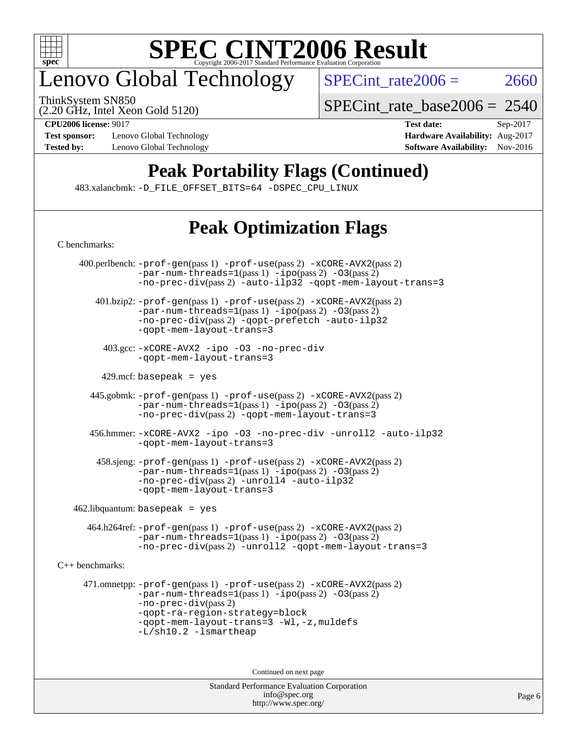# Lenovo Global Technology

ThinkSystem SN850
(2.20 GHz, Intel Xeon Gold 5120)

SPECint_rate2006 = 2660

SPECint_rate_base2006 = 2540

**CPU2006 license:** 9017
**Test sponsor:** Lenovo Global Technology
**Tested by:** Lenovo Global Technology

**Test date:** Sep-2017
**Hardware Availability:** Aug-2017
**Software Availability:** Nov-2016

## Peak Portability Flags (Continued)

483.xalancbmk: -D_FILE_OFFSET_BITS=64 -DSPEC_CPU_LINUX

## Peak Optimization Flags

C benchmarks:

400.perlbench: -prof-gen(pass 1) -prof-use(pass 2) -xCORE-AVX2(pass 2) -par-num-threads=1(pass 1) -ipo(pass 2) -O3(pass 2) -no-prec-div(pass 2) -auto-ilp32 -qopt-mem-layout-trans=3

401.bzip2: -prof-gen(pass 1) -prof-use(pass 2) -xCORE-AVX2(pass 2) -par-num-threads=1(pass 1) -ipo(pass 2) -O3(pass 2) -no-prec-div(pass 2) -qopt-prefetch -auto-ilp32 -qopt-mem-layout-trans=3

403.gcc: -xCORE-AVX2 -ipo -O3 -no-prec-div -qopt-mem-layout-trans=3

429.mcf: basepeak = yes

445.gobmk: -prof-gen(pass 1) -prof-use(pass 2) -xCORE-AVX2(pass 2) -par-num-threads=1(pass 1) -ipo(pass 2) -O3(pass 2) -no-prec-div(pass 2) -qopt-mem-layout-trans=3

456.hmmer: -xCORE-AVX2 -ipo -O3 -no-prec-div -unroll2 -auto-ilp32 -qopt-mem-layout-trans=3

458.sjeng: -prof-gen(pass 1) -prof-use(pass 2) -xCORE-AVX2(pass 2) -par-num-threads=1(pass 1) -ipo(pass 2) -O3(pass 2) -no-prec-div(pass 2) -unroll4 -auto-ilp32 -qopt-mem-layout-trans=3

462.libquantum: basepeak = yes

464.h264ref: -prof-gen(pass 1) -prof-use(pass 2) -xCORE-AVX2(pass 2) -par-num-threads=1(pass 1) -ipo(pass 2) -O3(pass 2) -no-prec-div(pass 2) -unroll2 -qopt-mem-layout-trans=3

C++ benchmarks:

471.omnetpp: -prof-gen(pass 1) -prof-use(pass 2) -xCORE-AVX2(pass 2) -par-num-threads=1(pass 1) -ipo(pass 2) -O3(pass 2) -no-prec-div(pass 2) -qopt-ra-region-strategy=block -qopt-mem-layout-trans=3 -Wl,-z,muldefs -L/sh10.2 -lsmartheap

Continued on next page

Standard Performance Evaluation Corporation
info@spec.org
http://www.spec.org/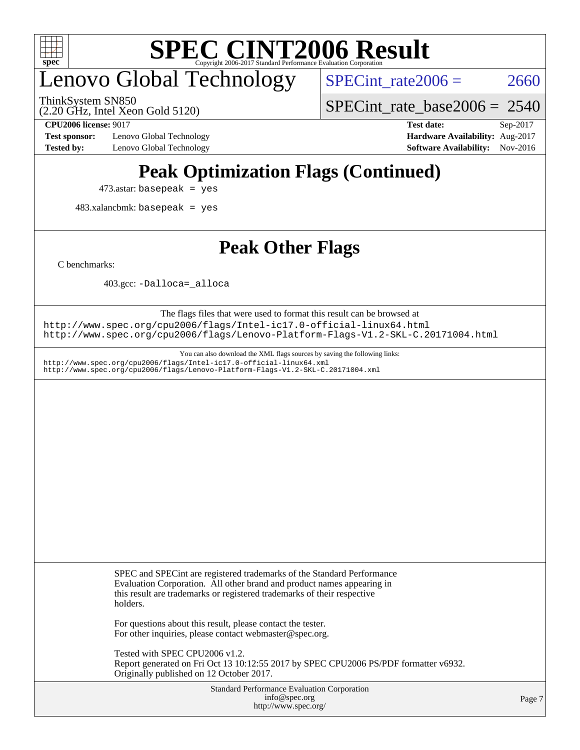# Peak Optimization Flags (Continued)

473.astar: basepeak = yes

483.xalancbmk: basepeak = yes

# Peak Other Flags

C benchmarks:

403.gcc: -Dalloca=_alloca

The flags files that were used to format this result can be browsed at
http://www.spec.org/cpu2006/flags/Intel-ic17.0-official-linux64.html
http://www.spec.org/cpu2006/flags/Lenovo-Platform-Flags-V1.2-SKL-C.20171004.html

You can also download the XML flags sources by saving the following links:
http://www.spec.org/cpu2006/flags/Intel-ic17.0-official-linux64.xml
http://www.spec.org/cpu2006/flags/Lenovo-Platform-Flags-V1.2-SKL-C.20171004.xml

SPEC and SPECint are registered trademarks of the Standard Performance Evaluation Corporation. All other brand and product names appearing in this result are trademarks or registered trademarks of their respective holders.

For questions about this result, please contact the tester.
For other inquiries, please contact webmaster@spec.org.

Tested with SPEC CPU2006 v1.2.
Report generated on Fri Oct 13 10:12:55 2017 by SPEC CPU2006 PS/PDF formatter v6932.
Originally published on 12 October 2017.